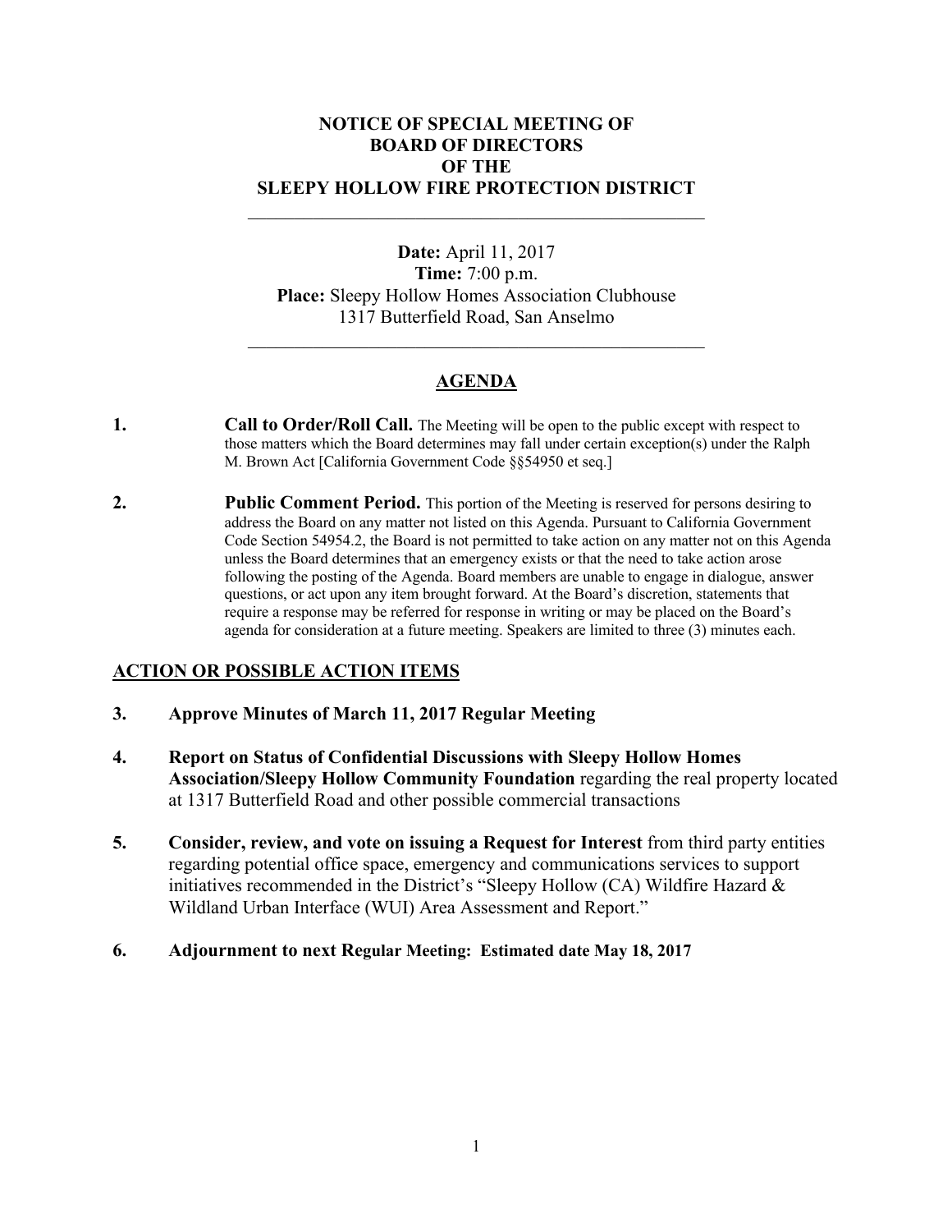# NOTICE OF SPECIAL MEETING OF BOARD OF DIRECTORS OF THE SLEEPY HOLLOW FIRE PROTECTION DISTRICT

---

**Date:** April 11, 2017
**Time:** 7:00 p.m.
**Place:** Sleepy Hollow Homes Association Clubhouse
1317 Butterfield Road, San Anselmo

---

## AGENDA

**1. Call to Order/Roll Call.** The Meeting will be open to the public except with respect to those matters which the Board determines may fall under certain exception(s) under the Ralph M. Brown Act [California Government Code §§54950 et seq.]

**2. Public Comment Period.** This portion of the Meeting is reserved for persons desiring to address the Board on any matter not listed on this Agenda. Pursuant to California Government Code Section 54954.2, the Board is not permitted to take action on any matter not on this Agenda unless the Board determines that an emergency exists or that the need to take action arose following the posting of the Agenda. Board members are unable to engage in dialogue, answer questions, or act upon any item brought forward. At the Board's discretion, statements that require a response may be referred for response in writing or may be placed on the Board's agenda for consideration at a future meeting. Speakers are limited to three (3) minutes each.

### ACTION OR POSSIBLE ACTION ITEMS

**3. Approve Minutes of March 11, 2017 Regular Meeting**

**4. Report on Status of Confidential Discussions with Sleepy Hollow Homes Association/Sleepy Hollow Community Foundation** regarding the real property located at 1317 Butterfield Road and other possible commercial transactions

**5. Consider, review, and vote on issuing a Request for Interest** from third party entities regarding potential office space, emergency and communications services to support initiatives recommended in the District's "Sleepy Hollow (CA) Wildfire Hazard & Wildland Urban Interface (WUI) Area Assessment and Report."

**6. Adjournment to next Regular Meeting: Estimated date May 18, 2017**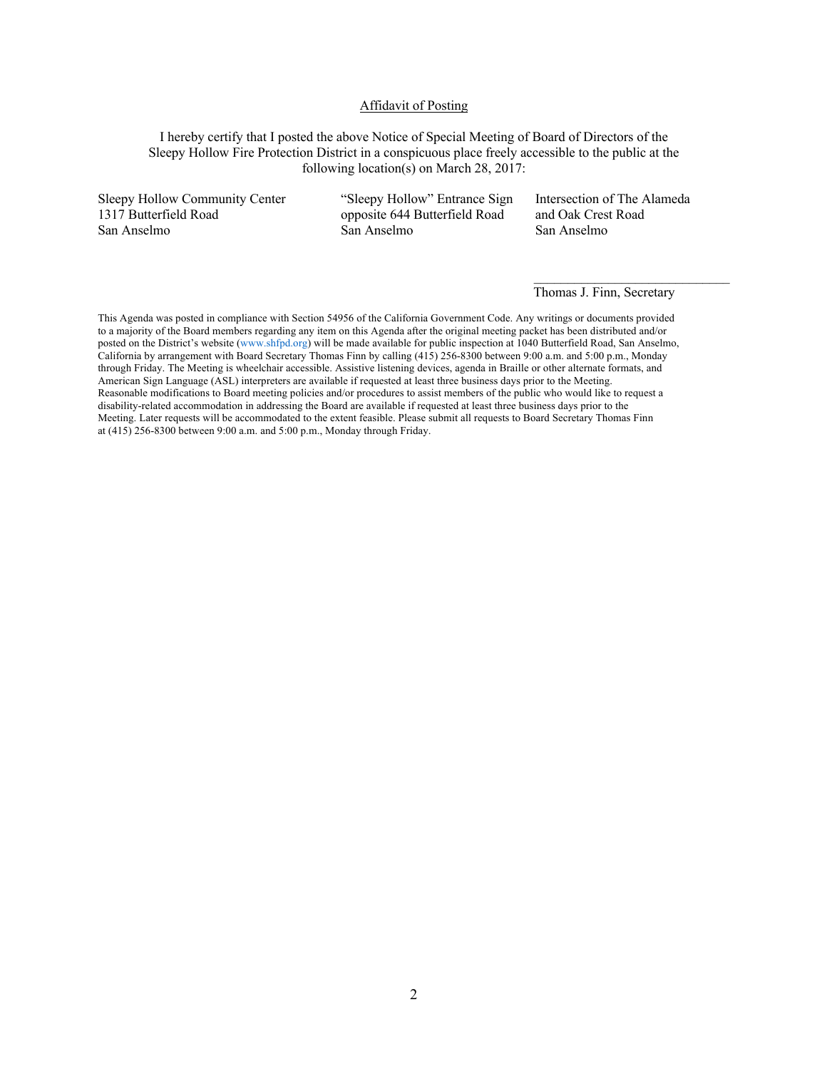Affidavit of Posting

I hereby certify that I posted the above Notice of Special Meeting of Board of Directors of the Sleepy Hollow Fire Protection District in a conspicuous place freely accessible to the public at the following location(s) on March 28, 2017:

| | | |
|---|---|---|
| Sleepy Hollow Community Center<br>1317 Butterfield Road<br>San Anselmo | "Sleepy Hollow" Entrance Sign<br>opposite 644 Butterfield Road<br>San Anselmo | Intersection of The Alameda<br>and Oak Crest Road<br>San Anselmo |

\_\_\_\_\_\_\_\_\_\_\_\_\_\_\_\_\_\_\_\_\_\_\_\_\_\_\_\_

Thomas J. Finn, Secretary

This Agenda was posted in compliance with Section 54956 of the California Government Code. Any writings or documents provided to a majority of the Board members regarding any item on this Agenda after the original meeting packet has been distributed and/or posted on the District's website (www.shfpd.org) will be made available for public inspection at 1040 Butterfield Road, San Anselmo, California by arrangement with Board Secretary Thomas Finn by calling (415) 256-8300 between 9:00 a.m. and 5:00 p.m., Monday through Friday. The Meeting is wheelchair accessible. Assistive listening devices, agenda in Braille or other alternate formats, and American Sign Language (ASL) interpreters are available if requested at least three business days prior to the Meeting. Reasonable modifications to Board meeting policies and/or procedures to assist members of the public who would like to request a disability-related accommodation in addressing the Board are available if requested at least three business days prior to the Meeting. Later requests will be accommodated to the extent feasible. Please submit all requests to Board Secretary Thomas Finn at (415) 256-8300 between 9:00 a.m. and 5:00 p.m., Monday through Friday.